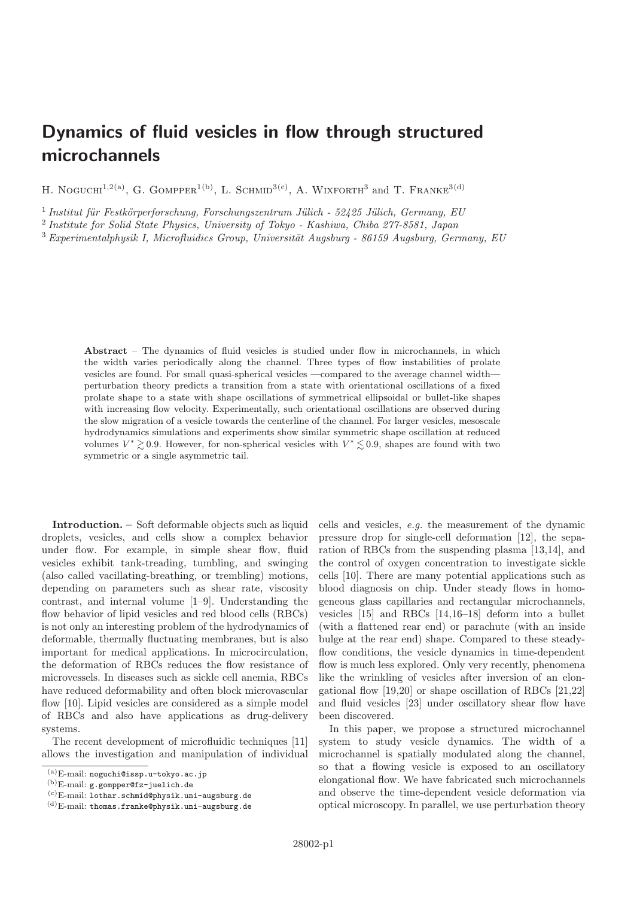# Dynamics of fluid vesicles in flow through structured microchannels

H. Noguchi[1,2(a)], G. Gompper[1(b)], L. Schmid[3(c)], A. Wixforth[3] and T. Franke[3(d)]

[1] *Institut für Festkörperforschung, Forschungszentrum Jülich - 52425 Jülich, Germany, EU*
[2] *Institute for Solid State Physics, University of Tokyo - Kashiwa, Chiba 277-8581, Japan*
[3] *Experimentalphysik I, Microfluidics Group, Universität Augsburg - 86159 Augsburg, Germany, EU*

**Abstract** – The dynamics of fluid vesicles is studied under flow in microchannels, in which the width varies periodically along the channel. Three types of flow instabilities of prolate vesicles are found. For small quasi-spherical vesicles —compared to the average channel width— perturbation theory predicts a transition from a state with orientational oscillations of a fixed prolate shape to a state with shape oscillations of symmetrical ellipsoidal or bullet-like shapes with increasing flow velocity. Experimentally, such orientational oscillations are observed during the slow migration of a vesicle towards the centerline of the channel. For larger vesicles, mesoscale hydrodynamics simulations and experiments show similar symmetric shape oscillation at reduced volumes $V^* \gtrsim 0.9$. However, for non-spherical vesicles with $V^* \lesssim 0.9$, shapes are found with two symmetric or a single asymmetric tail.

**Introduction.** – Soft deformable objects such as liquid droplets, vesicles, and cells show a complex behavior under flow. For example, in simple shear flow, fluid vesicles exhibit tank-treading, tumbling, and swinging (also called vacillating-breathing, or trembling) motions, depending on parameters such as shear rate, viscosity contrast, and internal volume [1–9]. Understanding the flow behavior of lipid vesicles and red blood cells (RBCs) is not only an interesting problem of the hydrodynamics of deformable, thermally fluctuating membranes, but is also important for medical applications. In microcirculation, the deformation of RBCs reduces the flow resistance of microvessels. In diseases such as sickle cell anemia, RBCs have reduced deformability and often block microvascular flow [10]. Lipid vesicles are considered as a simple model of RBCs and also have applications as drug-delivery systems.

The recent development of microfluidic techniques [11] allows the investigation and manipulation of individual cells and vesicles, *e.g.* the measurement of the dynamic pressure drop for single-cell deformation [12], the separation of RBCs from the suspending plasma [13,14], and the control of oxygen concentration to investigate sickle cells [10]. There are many potential applications such as blood diagnosis on chip. Under steady flows in homogeneous glass capillaries and rectangular microchannels, vesicles [15] and RBCs [14,16–18] deform into a bullet (with a flattened rear end) or parachute (with an inside bulge at the rear end) shape. Compared to these steady-flow conditions, the vesicle dynamics in time-dependent flow is much less explored. Only very recently, phenomena like the wrinkling of vesicles after inversion of an elongational flow [19,20] or shape oscillation of RBCs [21,22] and fluid vesicles [23] under oscillatory shear flow have been discovered.

In this paper, we propose a structured microchannel system to study vesicle dynamics. The width of a microchannel is spatially modulated along the channel, so that a flowing vesicle is exposed to an oscillatory elongational flow. We have fabricated such microchannels and observe the time-dependent vesicle deformation via optical microscopy. In parallel, we use perturbation theory

(a) E-mail: noguchi@issp.u-tokyo.ac.jp
(b) E-mail: g.gompper@fz-juelich.de
(c) E-mail: lothar.schmid@physik.uni-augsburg.de
(d) E-mail: thomas.franke@physik.uni-augsburg.de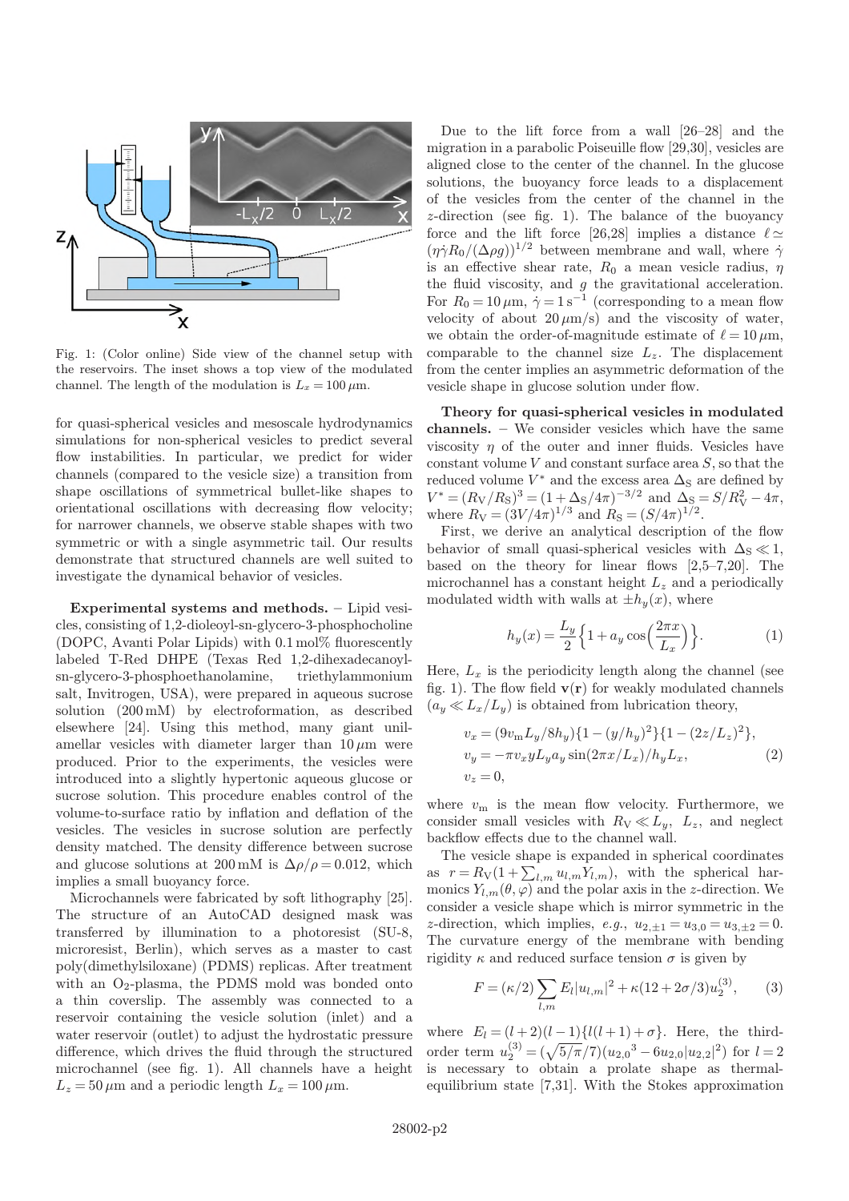Fig. 1: (Color online) Side view of the channel setup with the reservoirs. The inset shows a top view of the modulated channel. The length of the modulation is $L_x = 100\,\mu$m.

for quasi-spherical vesicles and mesoscale hydrodynamics simulations for non-spherical vesicles to predict several flow instabilities. In particular, we predict for wider channels (compared to the vesicle size) a transition from shape oscillations of symmetrical bullet-like shapes to orientational oscillations with decreasing flow velocity; for narrower channels, we observe stable shapes with two symmetric or with a single asymmetric tail. Our results demonstrate that structured channels are well suited to investigate the dynamical behavior of vesicles.

**Experimental systems and methods.** – Lipid vesicles, consisting of 1,2-dioleoyl-sn-glycero-3-phosphocholine (DOPC, Avanti Polar Lipids) with 0.1 mol% fluorescently labeled T-Red DHPE (Texas Red 1,2-dihexadecanoyl-sn-glycero-3-phosphoethanolamine, triethylammonium salt, Invitrogen, USA), were prepared in aqueous sucrose solution (200 mM) by electroformation, as described elsewhere [24]. Using this method, many giant unilamellar vesicles with diameter larger than $10\,\mu$m were produced. Prior to the experiments, the vesicles were introduced into a slightly hypertonic aqueous glucose or sucrose solution. This procedure enables control of the volume-to-surface ratio by inflation and deflation of the vesicles. The vesicles in sucrose solution are perfectly density matched. The density difference between sucrose and glucose solutions at 200 mM is $\Delta\rho/\rho = 0.012$, which implies a small buoyancy force.

Microchannels were fabricated by soft lithography [25]. The structure of an AutoCAD designed mask was transferred by illumination to a photoresist (SU-8, microresist, Berlin), which serves as a master to cast poly(dimethylsiloxane) (PDMS) replicas. After treatment with an $O_2$-plasma, the PDMS mold was bonded onto a thin coverslip. The assembly was connected to a reservoir containing the vesicle solution (inlet) and a water reservoir (outlet) to adjust the hydrostatic pressure difference, which drives the fluid through the structured microchannel (see fig. 1). All channels have a height $L_z = 50\,\mu$m and a periodic length $L_x = 100\,\mu$m.

Due to the lift force from a wall [26–28] and the migration in a parabolic Poiseuille flow [29,30], vesicles are aligned close to the center of the channel. In the glucose solutions, the buoyancy force leads to a displacement of the vesicles from the center of the channel in the $z$-direction (see fig. 1). The balance of the buoyancy force and the lift force [26,28] implies a distance $\ell \simeq (\eta\dot{\gamma}R_0/(\Delta\rho g))^{1/2}$ between membrane and wall, where $\dot{\gamma}$ is an effective shear rate, $R_0$ a mean vesicle radius, $\eta$ the fluid viscosity, and $g$ the gravitational acceleration. For $R_0 = 10\,\mu$m, $\dot{\gamma} = 1\,\text{s}^{-1}$ (corresponding to a mean flow velocity of about $20\,\mu$m/s) and the viscosity of water, we obtain the order-of-magnitude estimate of $\ell = 10\,\mu$m, comparable to the channel size $L_z$. The displacement from the center implies an asymmetric deformation of the vesicle shape in glucose solution under flow.

**Theory for quasi-spherical vesicles in modulated channels.** – We consider vesicles which have the same viscosity $\eta$ of the outer and inner fluids. Vesicles have constant volume $V$ and constant surface area $S$, so that the reduced volume $V^*$ and the excess area $\Delta_S$ are defined by $V^* = (R_V/R_S)^3 = (1+\Delta_S/4\pi)^{-3/2}$ and $\Delta_S = S/R_V^2 - 4\pi$, where $R_V = (3V/4\pi)^{1/3}$ and $R_S = (S/4\pi)^{1/2}$.

First, we derive an analytical description of the flow behavior of small quasi-spherical vesicles with $\Delta_S \ll 1$, based on the theory for linear flows [2,5–7,20]. The microchannel has a constant height $L_z$ and a periodically modulated width with walls at $\pm h_y(x)$, where

$$h_y(x) = \frac{L_y}{2}\left\{1 + a_y \cos\left(\frac{2\pi x}{L_x}\right)\right\}. \tag{1}$$

Here, $L_x$ is the periodicity length along the channel (see fig. 1). The flow field $\mathbf{v}(\mathbf{r})$ for weakly modulated channels ($a_y \ll L_x/L_y$) is obtained from lubrication theory,

$$\begin{aligned} v_x &= (9v_m L_y/8h_y)\{1-(y/h_y)^2\}\{1-(2z/L_z)^2\},\\ v_y &= -\pi v_x y L_y a_y \sin(2\pi x/L_x)/h_y L_x,\\ v_z &= 0, \end{aligned} \tag{2}$$

where $v_m$ is the mean flow velocity. Furthermore, we consider small vesicles with $R_V \ll L_y,\ L_z$, and neglect backflow effects due to the channel wall.

The vesicle shape is expanded in spherical coordinates as $r = R_V(1+\sum_{l,m} u_{l,m}Y_{l,m})$, with the spherical harmonics $Y_{l,m}(\theta,\varphi)$ and the polar axis in the $z$-direction. We consider a vesicle shape which is mirror symmetric in the $z$-direction, which implies, *e.g.*, $u_{2,\pm1} = u_{3,0} = u_{3,\pm2} = 0$. The curvature energy of the membrane with bending rigidity $\kappa$ and reduced surface tension $\sigma$ is given by

$$F = (\kappa/2)\sum_{l,m} E_l|u_{l,m}|^2 + \kappa(12+2\sigma/3)u_2^{(3)}, \tag{3}$$

where $E_l = (l+2)(l-1)\{l(l+1)+\sigma\}$. Here, the third-order term $u_2^{(3)} = (\sqrt{5/\pi}/7)(u_{2,0}{}^3 - 6u_{2,0}|u_{2,2}|^2)$ for $l=2$ is necessary to obtain a prolate shape as thermal-equilibrium state [7,31]. With the Stokes approximation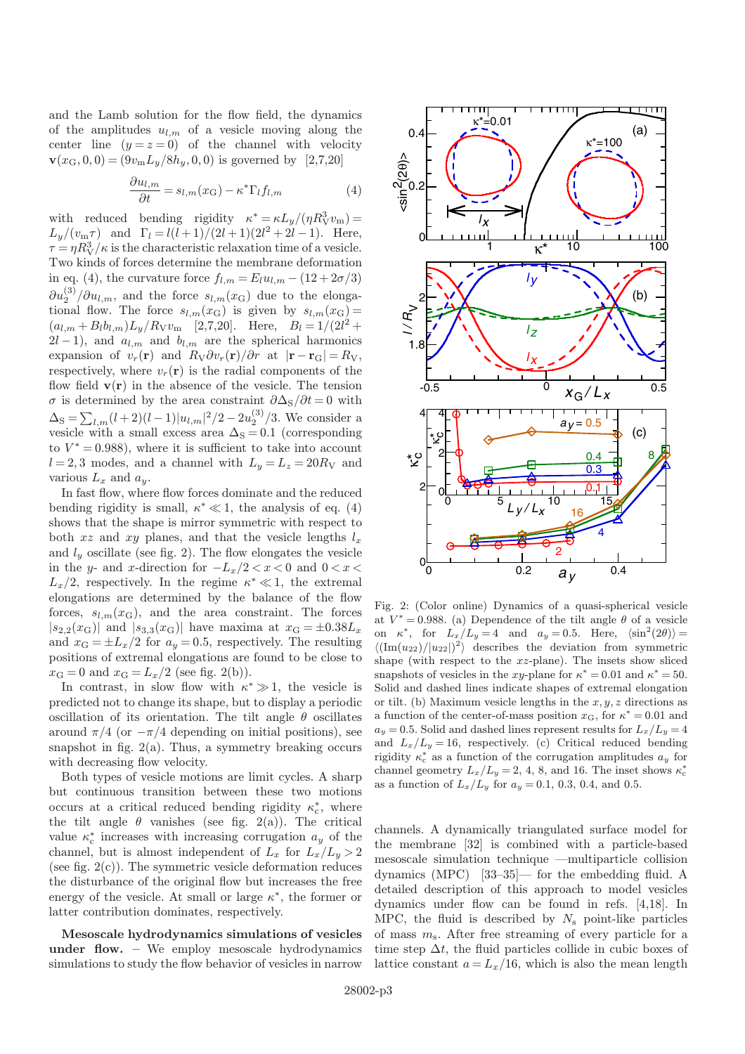and the Lamb solution for the flow field, the dynamics of the amplitudes $u_{l,m}$ of a vesicle moving along the center line $(y = z = 0)$ of the channel with velocity $\mathbf{v}(x_{\rm G}, 0, 0) = (9v_{\rm m}L_y/8h_y, 0, 0)$ is governed by [2,7,20]

$$\frac{\partial u_{l,m}}{\partial t} = s_{l,m}(x_{\rm G}) - \kappa^* \Gamma_l f_{l,m} \tag{4}$$

with reduced bending rigidity $\kappa^* = \kappa L_y/(\eta R_{\rm V}^3 v_{\rm m}) = L_y/(v_{\rm m}\tau)$ and $\Gamma_l = l(l+1)/(2l+1)(2l^2+2l-1)$. Here, $\tau = \eta R_{\rm V}^3/\kappa$ is the characteristic relaxation time of a vesicle. Two kinds of forces determine the membrane deformation in eq. (4), the curvature force $f_{l,m} = E_l u_{l,m} - (12+2\sigma/3)\,\partial u_2^{(3)}/\partial u_{l,m}$, and the force $s_{l,m}(x_{\rm G})$ due to the elongational flow. The force $s_{l,m}(x_{\rm G})$ is given by $s_{l,m}(x_{\rm G}) = (a_{l,m} + B_l b_{l,m})L_y/R_{\rm V}v_{\rm m}$ [2,7,20]. Here, $B_l = 1/(2l^2 + 2l - 1)$, and $a_{l,m}$ and $b_{l,m}$ are the spherical harmonics expansion of $v_r(\mathbf{r})$ and $R_{\rm V}\partial v_r(\mathbf{r})/\partial r$ at $|\mathbf{r} - \mathbf{r}_{\rm G}| = R_{\rm V}$, respectively, where $v_r(\mathbf{r})$ is the radial components of the flow field $\mathbf{v}(\mathbf{r})$ in the absence of the vesicle. The tension $\sigma$ is determined by the area constraint $\partial\Delta_{\rm S}/\partial t = 0$ with $\Delta_{\rm S} = \sum_{l,m}(l+2)(l-1)|u_{l,m}|^2/2 - 2u_2^{(3)}/3$. We consider a vesicle with a small excess area $\Delta_{\rm S} = 0.1$ (corresponding to $V^* = 0.988$), where it is sufficient to take into account $l = 2, 3$ modes, and a channel with $L_y = L_z = 20R_{\rm V}$ and various $L_x$ and $a_y$.

In fast flow, where flow forces dominate and the reduced bending rigidity is small, $\kappa^* \ll 1$, the analysis of eq. (4) shows that the shape is mirror symmetric with respect to both $xz$ and $xy$ planes, and the vesicle lengths $l_x$ and $l_y$ oscillate (see fig. 2). The flow elongates the vesicle in the $y$- and $x$-direction for $-L_x/2 < x < 0$ and $0 < x < L_x/2$, respectively. In the regime $\kappa^* \ll 1$, the extremal elongations are determined by the balance of the flow forces, $s_{l,m}(x_{\rm G})$, and the area constraint. The forces $|s_{2,2}(x_{\rm G})|$ and $|s_{3,3}(x_{\rm G})|$ have maxima at $x_{\rm G} = \pm 0.38L_x$ and $x_{\rm G} = \pm L_x/2$ for $a_y = 0.5$, respectively. The resulting positions of extremal elongations are found to be close to $x_{\rm G} = 0$ and $x_{\rm G} = L_x/2$ (see fig. 2(b)).

In contrast, in slow flow with $\kappa^* \gg 1$, the vesicle is predicted not to change its shape, but to display a periodic oscillation of its orientation. The tilt angle $\theta$ oscillates around $\pi/4$ (or $-\pi/4$ depending on initial positions), see snapshot in fig. 2(a). Thus, a symmetry breaking occurs with decreasing flow velocity.

Both types of vesicle motions are limit cycles. A sharp but continuous transition between these two motions occurs at a critical reduced bending rigidity $\kappa_{\rm c}^*$, where the tilt angle $\theta$ vanishes (see fig. 2(a)). The critical value $\kappa_{\rm c}^*$ increases with increasing corrugation $a_y$ of the channel, but is almost independent of $L_x$ for $L_x/L_y > 2$ (see fig. 2(c)). The symmetric vesicle deformation reduces the disturbance of the original flow but increases the free energy of the vesicle. At small or large $\kappa^*$, the former or latter contribution dominates, respectively.

**Mesoscale hydrodynamics simulations of vesicles under flow.** – We employ mesoscale hydrodynamics simulations to study the flow behavior of vesicles in narrow channels. A dynamically triangulated surface model for the membrane [32] is combined with a particle-based mesoscale simulation technique —multiparticle collision dynamics (MPC) [33–35]— for the embedding fluid. A detailed description of this approach to model vesicles dynamics under flow can be found in refs. [4,18]. In MPC, the fluid is described by $N_{\rm s}$ point-like particles of mass $m_{\rm s}$. After free streaming of every particle for a time step $\Delta t$, the fluid particles collide in cubic boxes of lattice constant $a = L_x/16$, which is also the mean length

Fig. 2: (Color online) Dynamics of a quasi-spherical vesicle at $V^* = 0.988$. (a) Dependence of the tilt angle $\theta$ of a vesicle on $\kappa^*$, for $L_x/L_y = 4$ and $a_y = 0.5$. Here, $\langle \sin^2(2\theta)\rangle = \langle(\mathrm{Im}(u_{22})/|u_{22}|)^2\rangle$ describes the deviation from symmetric shape (with respect to the $xz$-plane). The insets show sliced snapshots of vesicles in the $xy$-plane for $\kappa^* = 0.01$ and $\kappa^* = 50$. Solid and dashed lines indicate shapes of extremal elongation or tilt. (b) Maximum vesicle lengths in the $x, y, z$ directions as a function of the center-of-mass position $x_{\rm G}$, for $\kappa^* = 0.01$ and $a_y = 0.5$. Solid and dashed lines represent results for $L_x/L_y = 4$ and $L_x/L_y = 16$, respectively. (c) Critical reduced bending rigidity $\kappa_{\rm c}^*$ as a function of the corrugation amplitudes $a_y$ for channel geometry $L_x/L_y = 2$, 4, 8, and 16. The inset shows $\kappa_{\rm c}^*$ as a function of $L_x/L_y$ for $a_y = 0.1$, 0.3, 0.4, and 0.5.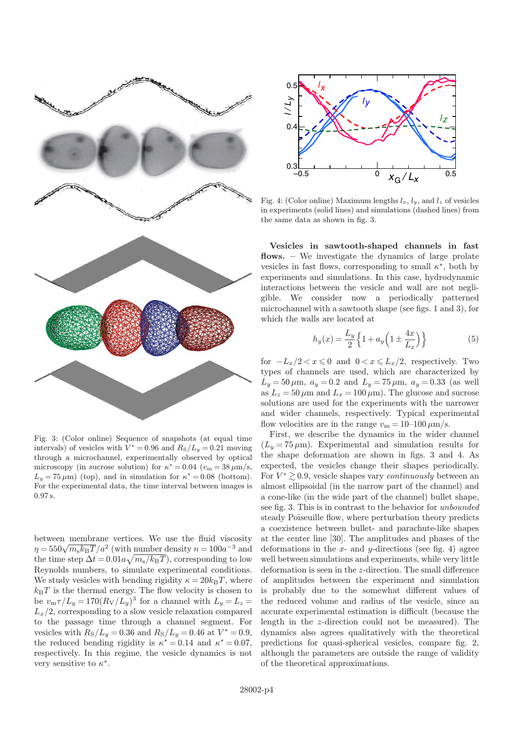Fig. 3: (Color online) Sequence of snapshots (at equal time intervals) of vesicles with $V^*=0.96$ and $R_S/L_y=0.21$ moving through a microchannel, experimentally observed by optical microscopy (in sucrose solution) for $\kappa^*=0.04$ ($v_m=38\,\mu$m/s, $L_y=75\,\mu$m) (top), and in simulation for $\kappa^*=0.08$ (bottom). For the experimental data, the time interval between images is 0.97 s.

Fig. 4: (Color online) Maximum lengths $l_x$, $l_y$, and $l_z$ of vesicles in experiments (solid lines) and simulations (dashed lines) from the same data as shown in fig. 3.

between membrane vertices. We use the fluid viscosity $\eta = 550\sqrt{m_s k_B T}/a^2$ (with number density $n=100a^{-3}$ and the time step $\Delta t = 0.01a\sqrt{m_s/k_B T}$), corresponding to low Reynolds numbers, to simulate experimental conditions. We study vesicles with bending rigidity $\kappa = 20 k_B T$, where $k_B T$ is the thermal energy. The flow velocity is chosen to be $v_m\tau/L_y = 170(R_V/L_y)^3$ for a channel with $L_y=L_z=L_x/2$, corresponding to a slow vesicle relaxation compared to the passage time through a channel segment. For vesicles with $R_S/L_y=0.36$ and $R_S/L_y=0.46$ at $V^*=0.9$, the reduced bending rigidity is $\kappa^*=0.14$ and $\kappa^*=0.07$, respectively. In this regime, the vesicle dynamics is not very sensitive to $\kappa^*$.

**Vesicles in sawtooth-shaped channels in fast flows.** – We investigate the dynamics of large prolate vesicles in fast flows, corresponding to small $\kappa^*$, both by experiments and simulations. In this case, hydrodynamic interactions between the vesicle and wall are not negligible. We consider now a periodically patterned microchannel with a sawtooth shape (see figs. 1 and 3), for which the walls are located at

$$h_y(x) = \frac{L_y}{2}\left\{1 + a_y\left(1 \pm \frac{4x}{L_x}\right)\right\} \tag{5}$$

for $-L_x/2 < x \leqslant 0$ and $0 < x \leqslant L_x/2$, respectively. Two types of channels are used, which are characterized by $L_y=50\,\mu$m, $a_y=0.2$ and $L_y=75\,\mu$m, $a_y=0.33$ (as well as $L_z=50\,\mu$m and $L_x=100\,\mu$m). The glucose and sucrose solutions are used for the experiments with the narrower and wider channels, respectively. Typical experimental flow velocities are in the range $v_m = 10$–$100\,\mu$m/s.

First, we describe the dynamics in the wider channel ($L_y=75\,\mu$m). Experimental and simulation results for the shape deformation are shown in figs. 3 and 4. As expected, the vesicles change their shapes periodically. For $V^* \gtrsim 0.9$, vesicle shapes vary *continuously* between an almost ellipsoidal (in the narrow part of the channel) and a cone-like (in the wide part of the channel) bullet shape, see fig. 3. This is in contrast to the behavior for *unbounded* steady Poiseuille flow, where perturbation theory predicts a coexistence between bullet- and parachute-like shapes at the center line [30]. The amplitudes and phases of the deformations in the $x$- and $y$-directions (see fig. 4) agree well between simulations and experiments, while very little deformation is seen in the $z$-direction. The small difference of amplitudes between the experiment and simulation is probably due to the somewhat different values of the reduced volume and radius of the vesicle, since an accurate experimental estimation is difficult (because the length in the $z$-direction could not be measured). The dynamics also agrees qualitatively with the theoretical predictions for quasi-spherical vesicles, compare fig. 2, although the parameters are outside the range of validity of the theoretical approximations.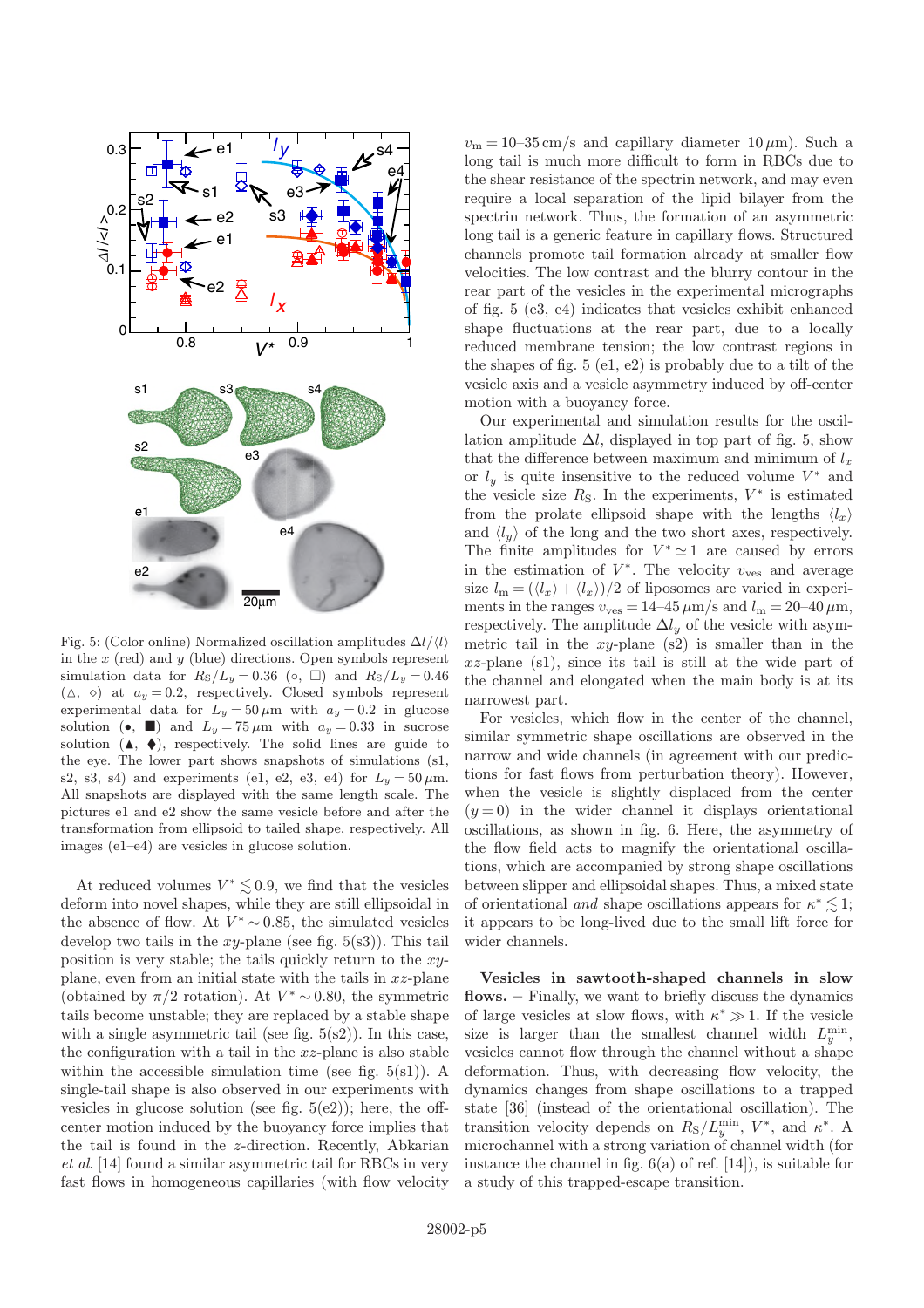Fig. 5: (Color online) Normalized oscillation amplitudes $\Delta l/\langle l \rangle$ in the $x$ (red) and $y$ (blue) directions. Open symbols represent simulation data for $R_S/L_y = 0.36$ (○, □) and $R_S/L_y = 0.46$ (△, ◇) at $a_y = 0.2$, respectively. Closed symbols represent experimental data for $L_y = 50\,\mu$m with $a_y = 0.2$ in glucose solution (●, ■) and $L_y = 75\,\mu$m with $a_y = 0.33$ in sucrose solution (▲, ♦), respectively. The solid lines are guide to the eye. The lower part shows snapshots of simulations (s1, s2, s3, s4) and experiments (e1, e2, e3, e4) for $L_y = 50\,\mu$m. All snapshots are displayed with the same length scale. The pictures e1 and e2 show the same vesicle before and after the transformation from ellipsoid to tailed shape, respectively. All images (e1–e4) are vesicles in glucose solution.

At reduced volumes $V^* \lesssim 0.9$, we find that the vesicles deform into novel shapes, while they are still ellipsoidal in the absence of flow. At $V^* \sim 0.85$, the simulated vesicles develop two tails in the $xy$-plane (see fig. 5(s3)). This tail position is very stable; the tails quickly return to the $xy$-plane, even from an initial state with the tails in $xz$-plane (obtained by $\pi/2$ rotation). At $V^* \sim 0.80$, the symmetric tails become unstable; they are replaced by a stable shape with a single asymmetric tail (see fig. 5(s2)). In this case, the configuration with a tail in the $xz$-plane is also stable within the accessible simulation time (see fig. 5(s1)). A single-tail shape is also observed in our experiments with vesicles in glucose solution (see fig. 5(e2)); here, the off-center motion induced by the buoyancy force implies that the tail is found in the $z$-direction. Recently, Abkarian *et al.* [14] found a similar asymmetric tail for RBCs in very fast flows in homogeneous capillaries (with flow velocity $v_{\mathrm{m}} = 10$–$35$ cm/s and capillary diameter $10\,\mu$m). Such a long tail is much more difficult to form in RBCs due to the shear resistance of the spectrin network, and may even require a local separation of the lipid bilayer from the spectrin network. Thus, the formation of an asymmetric long tail is a generic feature in capillary flows. Structured channels promote tail formation already at smaller flow velocities. The low contrast and the blurry contour in the rear part of the vesicles in the experimental micrographs of fig. 5 (e3, e4) indicates that vesicles exhibit enhanced shape fluctuations at the rear part, due to a locally reduced membrane tension; the low contrast regions in the shapes of fig. 5 (e1, e2) is probably due to a tilt of the vesicle axis and a vesicle asymmetry induced by off-center motion with a buoyancy force.

Our experimental and simulation results for the oscillation amplitude $\Delta l$, displayed in top part of fig. 5, show that the difference between maximum and minimum of $l_x$ or $l_y$ is quite insensitive to the reduced volume $V^*$ and the vesicle size $R_{\mathrm{S}}$. In the experiments, $V^*$ is estimated from the prolate ellipsoid shape with the lengths $\langle l_x \rangle$ and $\langle l_y \rangle$ of the long and the two short axes, respectively. The finite amplitudes for $V^* \simeq 1$ are caused by errors in the estimation of $V^*$. The velocity $v_{\mathrm{ves}}$ and average size $l_{\mathrm{m}} = (\langle l_x \rangle + \langle l_x \rangle)/2$ of liposomes are varied in experiments in the ranges $v_{\mathrm{ves}} = 14$–$45\,\mu$m/s and $l_{\mathrm{m}} = 20$–$40\,\mu$m, respectively. The amplitude $\Delta l_y$ of the vesicle with asymmetric tail in the $xy$-plane (s2) is smaller than in the $xz$-plane (s1), since its tail is still at the wide part of the channel and elongated when the main body is at its narrowest part.

For vesicles, which flow in the center of the channel, similar symmetric shape oscillations are observed in the narrow and wide channels (in agreement with our predictions for fast flows from perturbation theory). However, when the vesicle is slightly displaced from the center ($y = 0$) in the wider channel it displays orientational oscillations, as shown in fig. 6. Here, the asymmetry of the flow field acts to magnify the orientational oscillations, which are accompanied by strong shape oscillations between slipper and ellipsoidal shapes. Thus, a mixed state of orientational *and* shape oscillations appears for $\kappa^* \lesssim 1$; it appears to be long-lived due to the small lift force for wider channels.

**Vesicles in sawtooth-shaped channels in slow flows.** – Finally, we want to briefly discuss the dynamics of large vesicles at slow flows, with $\kappa^* \gg 1$. If the vesicle size is larger than the smallest channel width $L_y^{\min}$, vesicles cannot flow through the channel without a shape deformation. Thus, with decreasing flow velocity, the dynamics changes from shape oscillations to a trapped state [36] (instead of the orientational oscillation). The transition velocity depends on $R_{\mathrm{S}}/L_y^{\min}$, $V^*$, and $\kappa^*$. A microchannel with a strong variation of channel width (for instance the channel in fig. 6(a) of ref. [14]), is suitable for a study of this trapped-escape transition.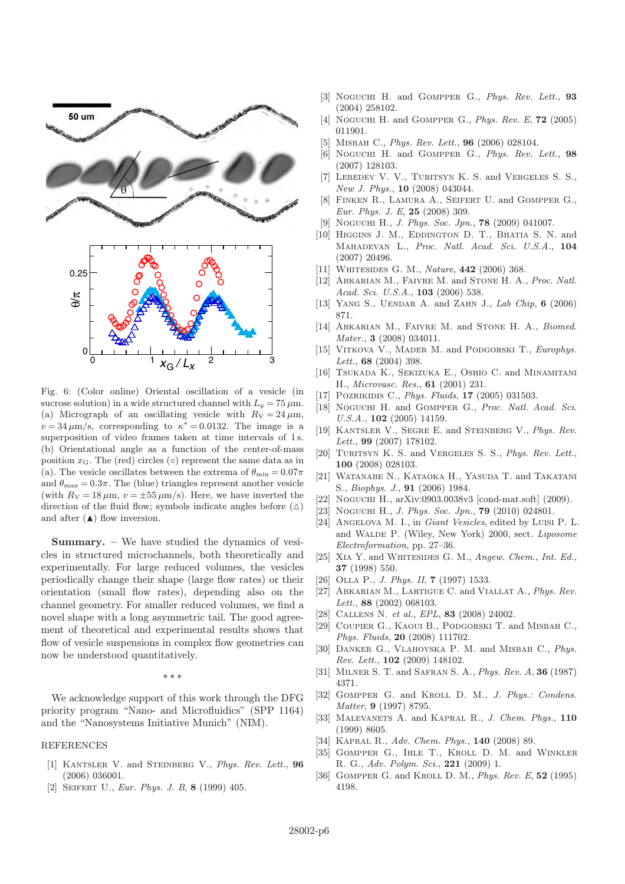50 um

θ

0.25

θ/π

0

0 1 2 3

$x_G / L_x$

Fig. 6: (Color online) Oriental oscillation of a vesicle (in sucrose solution) in a wide structured channel with $L_y = 75\,\mu$m. (a) Micrograph of an oscillating vesicle with $R_V = 24\,\mu$m, $v = 34\,\mu$m/s, corresponding to $\kappa^* = 0.0132$. The image is a superposition of video frames taken at time intervals of 1 s. (b) Orientational angle as a function of the center-of-mass position $x_G$. The (red) circles (○) represent the same data as in (a). The vesicle oscillates between the extrema of $\theta_{min} = 0.07\pi$ and $\theta_{max} = 0.3\pi$. The (blue) triangles represent another vesicle (with $R_V = 18\,\mu$m, $v = \pm 55\,\mu$m/s). Here, we have inverted the direction of the fluid flow; symbols indicate angles before (△) and after (▲) flow inversion.

**Summary.** – We have studied the dynamics of vesicles in structured microchannels, both theoretically and experimentally. For large reduced volumes, the vesicles periodically change their shape (large flow rates) or their orientation (small flow rates), depending also on the channel geometry. For smaller reduced volumes, we find a novel shape with a long asymmetric tail. The good agreement of theoretical and experimental results shows that flow of vesicle suspensions in complex flow geometries can now be understood quantitatively.

\* \* \*

We acknowledge support of this work through the DFG priority program "Nano- and Microfluidics" (SPP 1164) and the "Nanosystems Initiative Munich" (NIM).

## REFERENCES

[1] Kantsler V. and Steinberg V., *Phys. Rev. Lett.*, **96** (2006) 036001.
[2] Seifert U., *Eur. Phys. J. B*, **8** (1999) 405.
[3] Noguchi H. and Gompper G., *Phys. Rev. Lett.*, **93** (2004) 258102.
[4] Noguchi H. and Gompper G., *Phys. Rev. E*, **72** (2005) 011901.
[5] Misbah C., *Phys. Rev. Lett.*, **96** (2006) 028104.
[6] Noguchi H. and Gompper G., *Phys. Rev. Lett.*, **98** (2007) 128103.
[7] Lebedev V. V., Turitsyn K. S. and Vergeles S. S., *New J. Phys.*, **10** (2008) 043044.
[8] Finken R., Lamura A., Seifert U. and Gompper G., *Eur. Phys. J. E*, **25** (2008) 309.
[9] Noguchi H., *J. Phys. Soc. Jpn.*, **78** (2009) 041007.
[10] Higgins J. M., Eddington D. T., Bhatia S. N. and Mahadevan L., *Proc. Natl. Acad. Sci. U.S.A.*, **104** (2007) 20496.
[11] Whitesides G. M., *Nature*, **442** (2006) 368.
[12] Abkarian M., Faivre M. and Stone H. A., *Proc. Natl. Acad. Sci. U.S.A.*, **103** (2006) 538.
[13] Yang S., Uendar A. and Zahn J., *Lab Chip*, **6** (2006) 871.
[14] Abkarian M., Faivre M. and Stone H. A., *Biomed. Mater.*, **3** (2008) 034011.
[15] Vitkova V., Mader M. and Podgorski T., *Europhys. Lett.*, **68** (2004) 398.
[16] Tsukada K., Sekizuka E., Oshio C. and Minamitani H., *Microvasc. Res.*, **61** (2001) 231.
[17] Pozrikidis C., *Phys. Fluids*, **17** (2005) 031503.
[18] Noguchi H. and Gompper G., *Proc. Natl. Acad. Sci. U.S.A.*, **102** (2005) 14159.
[19] Kantsler V., Segre E. and Steinberg V., *Phys. Rev. Lett.*, **99** (2007) 178102.
[20] Turitsyn K. S. and Vergeles S. S., *Phys. Rev. Lett.*, **100** (2008) 028103.
[21] Watanabe N., Kataoka H., Yasuda T. and Takatani S., *Biophys. J.*, **91** (2006) 1984.
[22] Noguchi H., arXiv:0903.0038v3 [cond-mat.soft] (2009).
[23] Noguchi H., *J. Phys. Soc. Jpn.*, **79** (2010) 024801.
[24] Angelova M. I., in *Giant Vesicles*, edited by Luisi P. L. and Walde P. (Wiley, New York) 2000, sect. *Liposome Electroformation*, pp. 27–36.
[25] Xia Y. and Whitesides G. M., *Angew. Chem., Int. Ed.*, **37** (1998) 550.
[26] Olla P., *J. Phys. II*, **7** (1997) 1533.
[27] Abkarian M., Lartigue C. and Viallat A., *Phys. Rev. Lett.*, **88** (2002) 068103.
[28] Callens N. *et al.*, *EPL*, **83** (2008) 24002.
[29] Coupier G., Kaoui B., Podgorski T. and Misbah C., *Phys. Fluids*, **20** (2008) 111702.
[30] Danker G., Vlahovska P. M. and Misbah C., *Phys. Rev. Lett.*, **102** (2009) 148102.
[31] Milner S. T. and Safran S. A., *Phys. Rev. A*, **36** (1987) 4371.
[32] Gompper G. and Kroll D. M., *J. Phys.: Condens. Matter*, **9** (1997) 8795.
[33] Malevanets A. and Kapral R., *J. Chem. Phys.*, **110** (1999) 8605.
[34] Kapral R., *Adv. Chem. Phys.*, **140** (2008) 89.
[35] Gompper G., Ihle T., Kroll D. M. and Winkler R. G., *Adv. Polym. Sci.*, **221** (2009) 1.
[36] Gompper G. and Kroll D. M., *Phys. Rev. E*, **52** (1995) 4198.